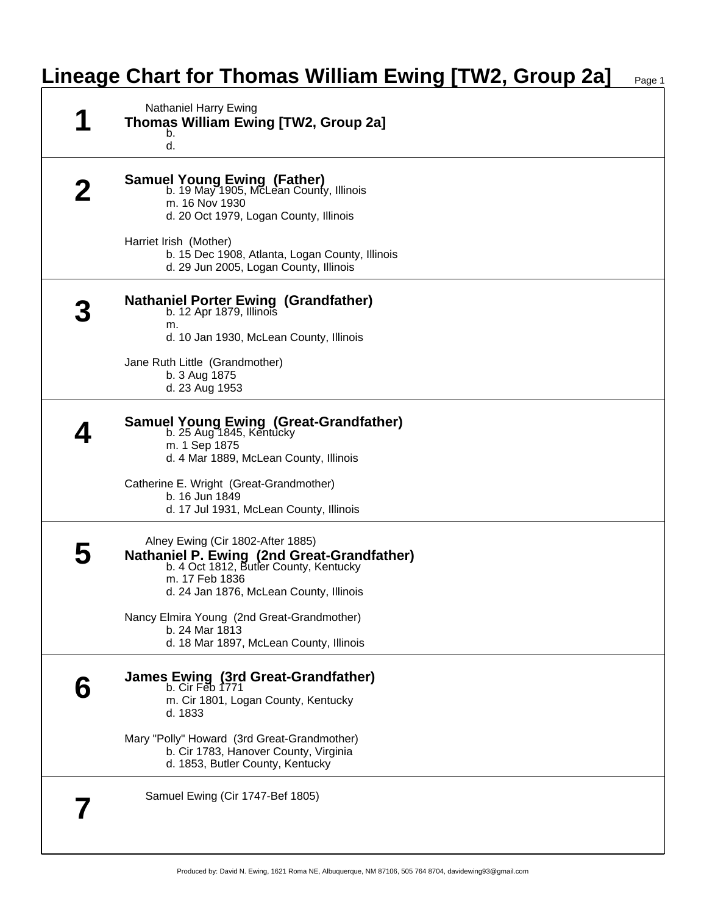# Lineage Chart for Thomas William Ewing [TW2, Group 2a]

## 1

Nathaniel Harry Ewing

**Thomas William Ewing [TW2, Group 2a]**

b.

d.

## 2

**Samuel Young Ewing (Father)**

b. 19 May 1905, McLean County, Illinois

m. 16 Nov 1930

d. 20 Oct 1979, Logan County, Illinois

Harriet Irish (Mother)

b. 15 Dec 1908, Atlanta, Logan County, Illinois

d. 29 Jun 2005, Logan County, Illinois

## 3

**Nathaniel Porter Ewing (Grandfather)**

b. 12 Apr 1879, Illinois

m.

d. 10 Jan 1930, McLean County, Illinois

Jane Ruth Little (Grandmother)

b. 3 Aug 1875

d. 23 Aug 1953

## 4

**Samuel Young Ewing (Great-Grandfather)**

b. 25 Aug 1845, Kentucky

m. 1 Sep 1875

d. 4 Mar 1889, McLean County, Illinois

Catherine E. Wright (Great-Grandmother)

b. 16 Jun 1849

d. 17 Jul 1931, McLean County, Illinois

## 5

Alney Ewing (Cir 1802-After 1885)

**Nathaniel P. Ewing (2nd Great-Grandfather)**

b. 4 Oct 1812, Butler County, Kentucky

m. 17 Feb 1836

d. 24 Jan 1876, McLean County, Illinois

Nancy Elmira Young (2nd Great-Grandmother)

b. 24 Mar 1813

d. 18 Mar 1897, McLean County, Illinois

## 6

**James Ewing (3rd Great-Grandfather)**

b. Cir Feb 1771

m. Cir 1801, Logan County, Kentucky

d. 1833

Mary "Polly" Howard (3rd Great-Grandmother)

b. Cir 1783, Hanover County, Virginia

d. 1853, Butler County, Kentucky

## 7

Samuel Ewing (Cir 1747-Bef 1805)

Produced by: David N. Ewing, 1621 Roma NE, Albuquerque, NM 87106, 505 764 8704, davidewing93@gmail.com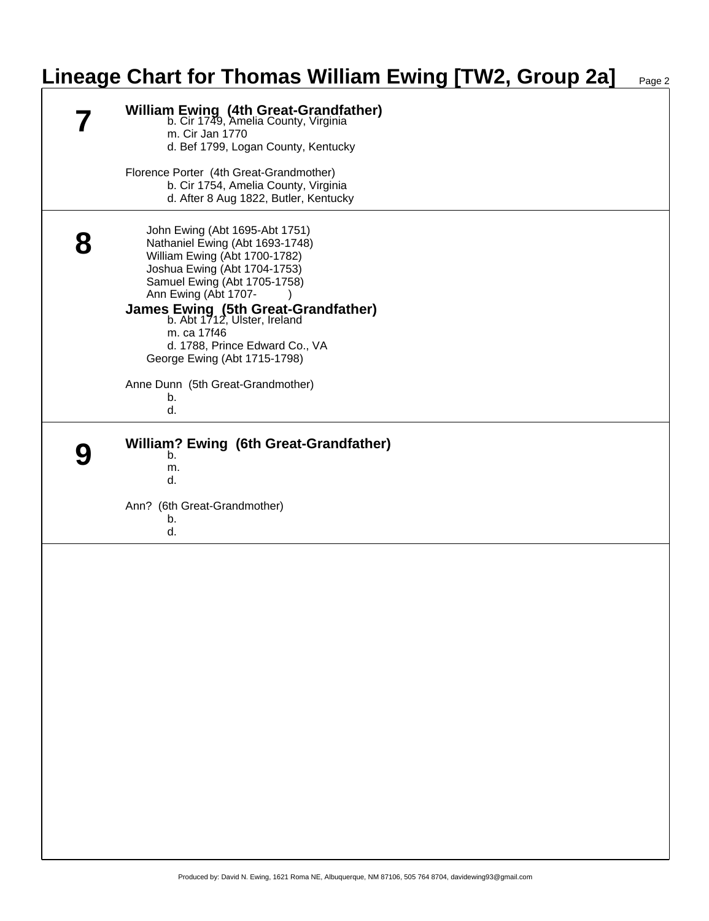# Lineage Chart for Thomas William Ewing [TW2, Group 2a]

## 7

**William Ewing (4th Great-Grandfather)**
- b. Cir 1749, Amelia County, Virginia
- m. Cir Jan 1770
- d. Bef 1799, Logan County, Kentucky

Florence Porter (4th Great-Grandmother)
- b. Cir 1754, Amelia County, Virginia
- d. After 8 Aug 1822, Butler, Kentucky

## 8

John Ewing (Abt 1695-Abt 1751)
Nathaniel Ewing (Abt 1693-1748)
William Ewing (Abt 1700-1782)
Joshua Ewing (Abt 1704-1753)
Samuel Ewing (Abt 1705-1758)
Ann Ewing (Abt 1707- )

**James Ewing (5th Great-Grandfather)**
- b. Abt 1712, Ulster, Ireland
- m. ca 17f46
- d. 1788, Prince Edward Co., VA

George Ewing (Abt 1715-1798)

Anne Dunn (5th Great-Grandmother)
- b.
- d.

## 9

**William? Ewing (6th Great-Grandfather)**
- b.
- m.
- d.

Ann? (6th Great-Grandmother)
- b.
- d.

Produced by: David N. Ewing, 1621 Roma NE, Albuquerque, NM 87106, 505 764 8704, davidewing93@gmail.com